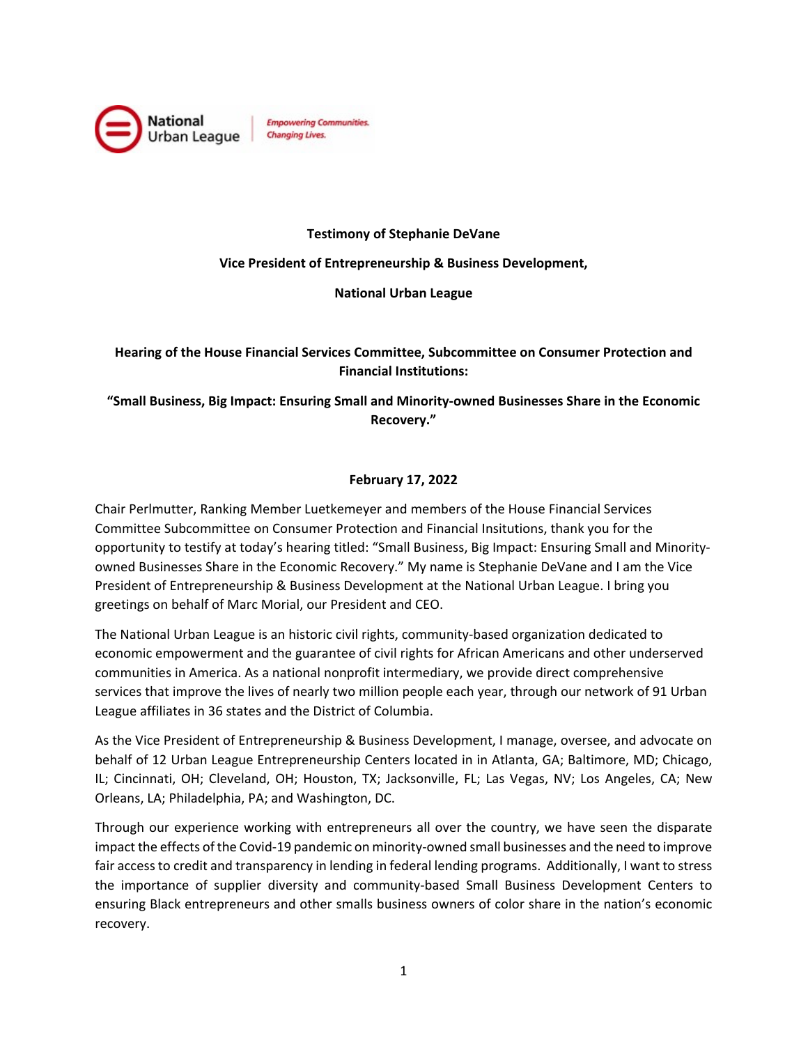National Urban League | *Empowering Communities. Changing Lives.*

**Testimony of Stephanie DeVane**

**Vice President of Entrepreneurship & Business Development,**

**National Urban League**

**Hearing of the House Financial Services Committee, Subcommittee on Consumer Protection and Financial Institutions:**

**"Small Business, Big Impact: Ensuring Small and Minority-owned Businesses Share in the Economic Recovery."**

**February 17, 2022**

Chair Perlmutter, Ranking Member Luetkemeyer and members of the House Financial Services Committee Subcommittee on Consumer Protection and Financial Insitutions, thank you for the opportunity to testify at today's hearing titled: "Small Business, Big Impact: Ensuring Small and Minority-owned Businesses Share in the Economic Recovery." My name is Stephanie DeVane and I am the Vice President of Entrepreneurship & Business Development at the National Urban League. I bring you greetings on behalf of Marc Morial, our President and CEO.

The National Urban League is an historic civil rights, community-based organization dedicated to economic empowerment and the guarantee of civil rights for African Americans and other underserved communities in America. As a national nonprofit intermediary, we provide direct comprehensive services that improve the lives of nearly two million people each year, through our network of 91 Urban League affiliates in 36 states and the District of Columbia.

As the Vice President of Entrepreneurship & Business Development, I manage, oversee, and advocate on behalf of 12 Urban League Entrepreneurship Centers located in in Atlanta, GA; Baltimore, MD; Chicago, IL; Cincinnati, OH; Cleveland, OH; Houston, TX; Jacksonville, FL; Las Vegas, NV; Los Angeles, CA; New Orleans, LA; Philadelphia, PA; and Washington, DC.

Through our experience working with entrepreneurs all over the country, we have seen the disparate impact the effects of the Covid-19 pandemic on minority-owned small businesses and the need to improve fair access to credit and transparency in lending in federal lending programs. Additionally, I want to stress the importance of supplier diversity and community-based Small Business Development Centers to ensuring Black entrepreneurs and other smalls business owners of color share in the nation's economic recovery.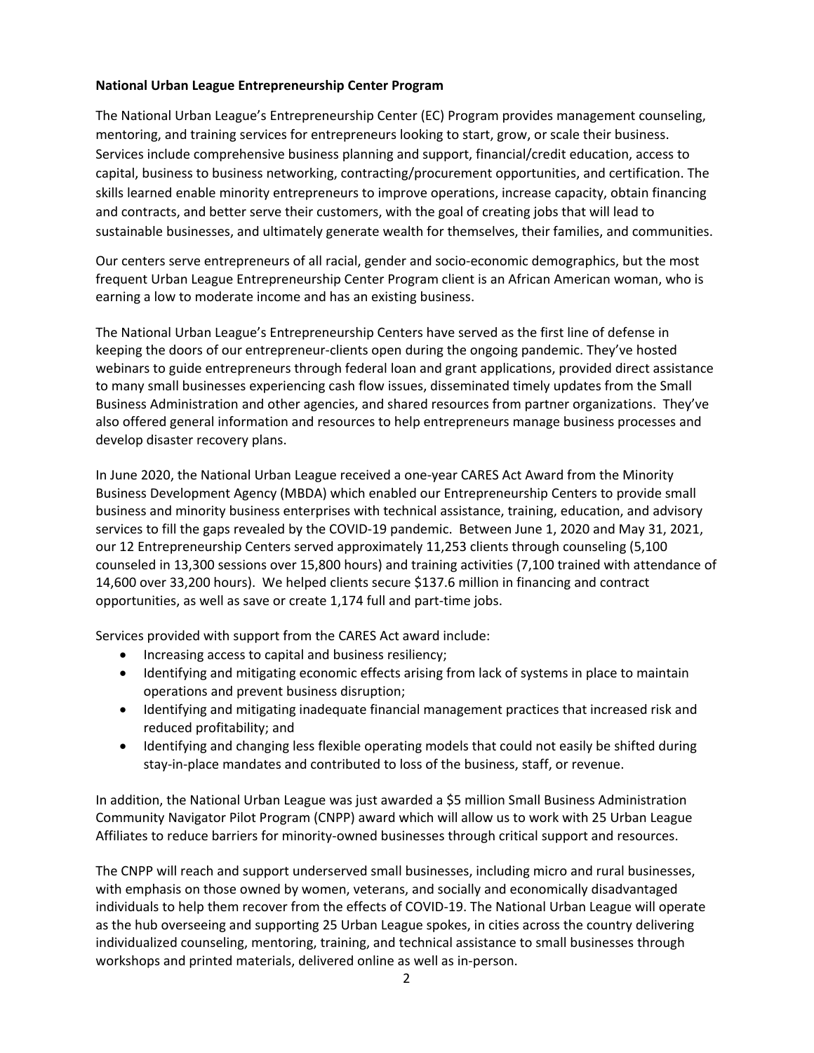**National Urban League Entrepreneurship Center Program**

The National Urban League's Entrepreneurship Center (EC) Program provides management counseling, mentoring, and training services for entrepreneurs looking to start, grow, or scale their business. Services include comprehensive business planning and support, financial/credit education, access to capital, business to business networking, contracting/procurement opportunities, and certification. The skills learned enable minority entrepreneurs to improve operations, increase capacity, obtain financing and contracts, and better serve their customers, with the goal of creating jobs that will lead to sustainable businesses, and ultimately generate wealth for themselves, their families, and communities.

Our centers serve entrepreneurs of all racial, gender and socio-economic demographics, but the most frequent Urban League Entrepreneurship Center Program client is an African American woman, who is earning a low to moderate income and has an existing business.

The National Urban League's Entrepreneurship Centers have served as the first line of defense in keeping the doors of our entrepreneur-clients open during the ongoing pandemic. They've hosted webinars to guide entrepreneurs through federal loan and grant applications, provided direct assistance to many small businesses experiencing cash flow issues, disseminated timely updates from the Small Business Administration and other agencies, and shared resources from partner organizations. They've also offered general information and resources to help entrepreneurs manage business processes and develop disaster recovery plans.

In June 2020, the National Urban League received a one-year CARES Act Award from the Minority Business Development Agency (MBDA) which enabled our Entrepreneurship Centers to provide small business and minority business enterprises with technical assistance, training, education, and advisory services to fill the gaps revealed by the COVID-19 pandemic. Between June 1, 2020 and May 31, 2021, our 12 Entrepreneurship Centers served approximately 11,253 clients through counseling (5,100 counseled in 13,300 sessions over 15,800 hours) and training activities (7,100 trained with attendance of 14,600 over 33,200 hours). We helped clients secure $137.6 million in financing and contract opportunities, as well as save or create 1,174 full and part-time jobs.

Services provided with support from the CARES Act award include:

- Increasing access to capital and business resiliency;
- Identifying and mitigating economic effects arising from lack of systems in place to maintain operations and prevent business disruption;
- Identifying and mitigating inadequate financial management practices that increased risk and reduced profitability; and
- Identifying and changing less flexible operating models that could not easily be shifted during stay-in-place mandates and contributed to loss of the business, staff, or revenue.

In addition, the National Urban League was just awarded a $5 million Small Business Administration Community Navigator Pilot Program (CNPP) award which will allow us to work with 25 Urban League Affiliates to reduce barriers for minority-owned businesses through critical support and resources.

The CNPP will reach and support underserved small businesses, including micro and rural businesses, with emphasis on those owned by women, veterans, and socially and economically disadvantaged individuals to help them recover from the effects of COVID-19. The National Urban League will operate as the hub overseeing and supporting 25 Urban League spokes, in cities across the country delivering individualized counseling, mentoring, training, and technical assistance to small businesses through workshops and printed materials, delivered online as well as in-person.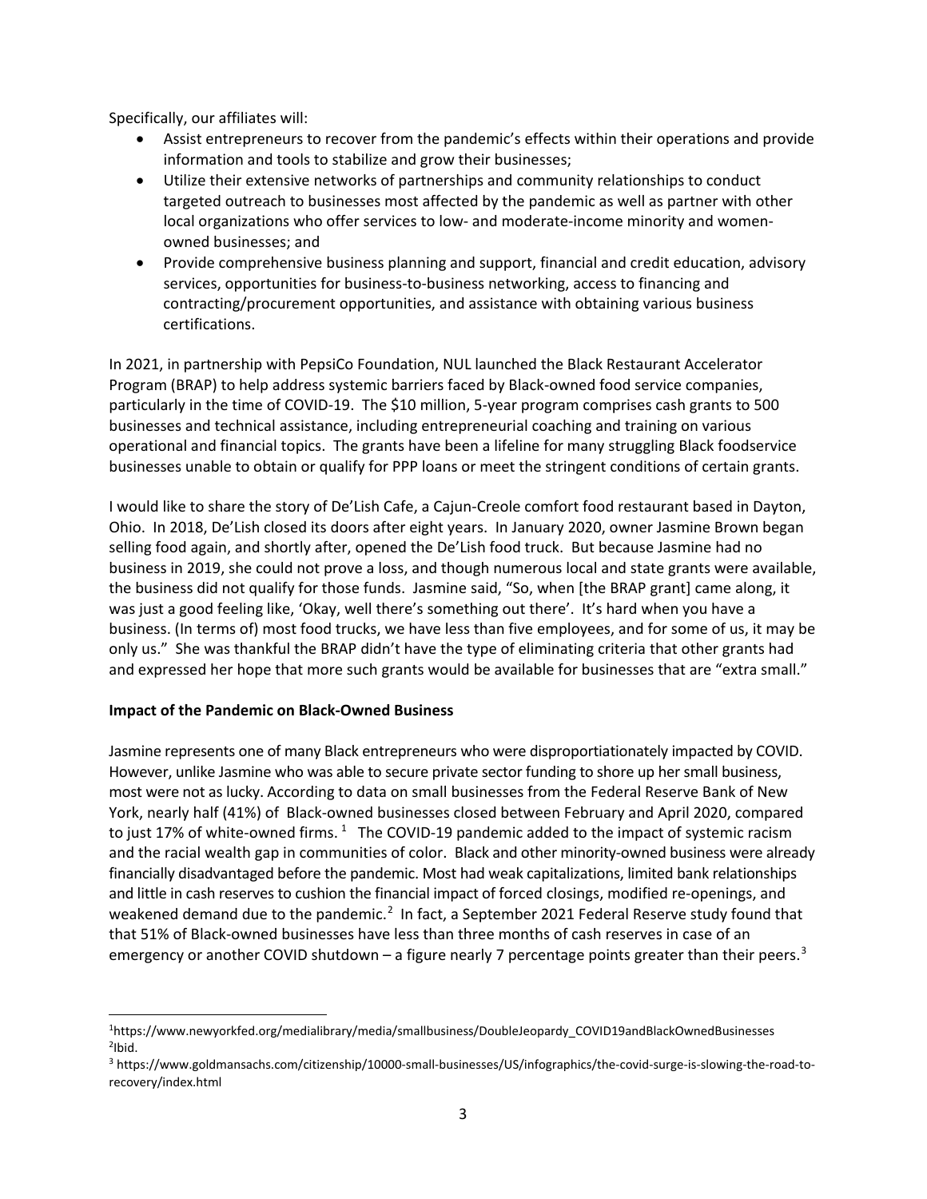Specifically, our affiliates will:

- Assist entrepreneurs to recover from the pandemic's effects within their operations and provide information and tools to stabilize and grow their businesses;
- Utilize their extensive networks of partnerships and community relationships to conduct targeted outreach to businesses most affected by the pandemic as well as partner with other local organizations who offer services to low- and moderate-income minority and women-owned businesses; and
- Provide comprehensive business planning and support, financial and credit education, advisory services, opportunities for business-to-business networking, access to financing and contracting/procurement opportunities, and assistance with obtaining various business certifications.

In 2021, in partnership with PepsiCo Foundation, NUL launched the Black Restaurant Accelerator Program (BRAP) to help address systemic barriers faced by Black-owned food service companies, particularly in the time of COVID-19. The $10 million, 5-year program comprises cash grants to 500 businesses and technical assistance, including entrepreneurial coaching and training on various operational and financial topics. The grants have been a lifeline for many struggling Black foodservice businesses unable to obtain or qualify for PPP loans or meet the stringent conditions of certain grants.

I would like to share the story of De'Lish Cafe, a Cajun-Creole comfort food restaurant based in Dayton, Ohio. In 2018, De'Lish closed its doors after eight years. In January 2020, owner Jasmine Brown began selling food again, and shortly after, opened the De'Lish food truck. But because Jasmine had no business in 2019, she could not prove a loss, and though numerous local and state grants were available, the business did not qualify for those funds. Jasmine said, "So, when [the BRAP grant] came along, it was just a good feeling like, 'Okay, well there's something out there'. It's hard when you have a business. (In terms of) most food trucks, we have less than five employees, and for some of us, it may be only us." She was thankful the BRAP didn't have the type of eliminating criteria that other grants had and expressed her hope that more such grants would be available for businesses that are "extra small."

**Impact of the Pandemic on Black-Owned Business**

Jasmine represents one of many Black entrepreneurs who were disproportiationately impacted by COVID. However, unlike Jasmine who was able to secure private sector funding to shore up her small business, most were not as lucky. According to data on small businesses from the Federal Reserve Bank of New York, nearly half (41%) of Black-owned businesses closed between February and April 2020, compared to just 17% of white-owned firms. [1] The COVID-19 pandemic added to the impact of systemic racism and the racial wealth gap in communities of color. Black and other minority-owned business were already financially disadvantaged before the pandemic. Most had weak capitalizations, limited bank relationships and little in cash reserves to cushion the financial impact of forced closings, modified re-openings, and weakened demand due to the pandemic.[2] In fact, a September 2021 Federal Reserve study found that that 51% of Black-owned businesses have less than three months of cash reserves in case of an emergency or another COVID shutdown – a figure nearly 7 percentage points greater than their peers.[3]

---

[1]https://www.newyorkfed.org/medialibrary/media/smallbusiness/DoubleJeopardy_COVID19andBlackOwnedBusinesses
[2]Ibid.
[3] https://www.goldmansachs.com/citizenship/10000-small-businesses/US/infographics/the-covid-surge-is-slowing-the-road-to-recovery/index.html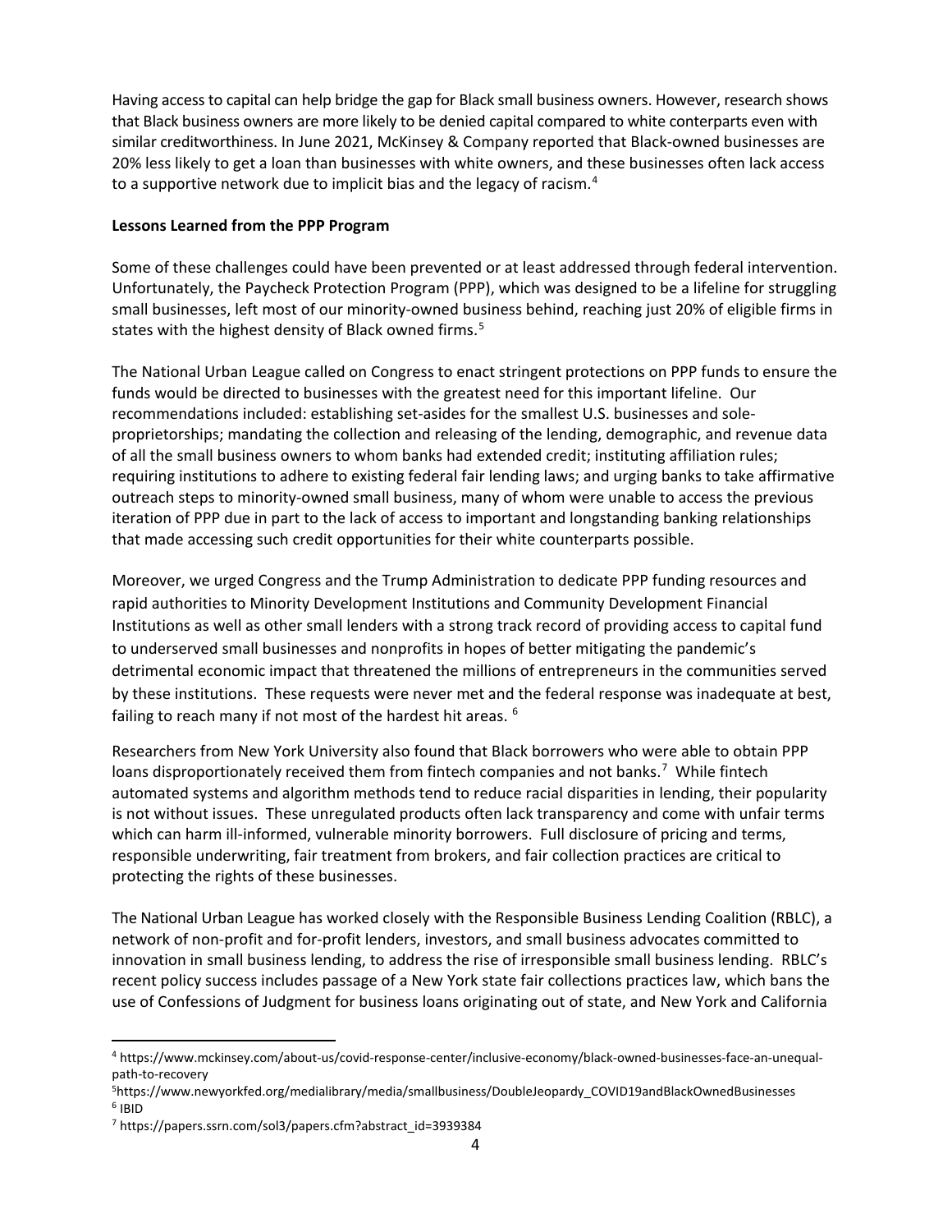Having access to capital can help bridge the gap for Black small business owners. However, research shows that Black business owners are more likely to be denied capital compared to white conterparts even with similar creditworthiness. In June 2021, McKinsey & Company reported that Black-owned businesses are 20% less likely to get a loan than businesses with white owners, and these businesses often lack access to a supportive network due to implicit bias and the legacy of racism.[4]

**Lessons Learned from the PPP Program**

Some of these challenges could have been prevented or at least addressed through federal intervention. Unfortunately, the Paycheck Protection Program (PPP), which was designed to be a lifeline for struggling small businesses, left most of our minority-owned business behind, reaching just 20% of eligible firms in states with the highest density of Black owned firms.[5]

The National Urban League called on Congress to enact stringent protections on PPP funds to ensure the funds would be directed to businesses with the greatest need for this important lifeline. Our recommendations included: establishing set-asides for the smallest U.S. businesses and sole-proprietorships; mandating the collection and releasing of the lending, demographic, and revenue data of all the small business owners to whom banks had extended credit; instituting affiliation rules; requiring institutions to adhere to existing federal fair lending laws; and urging banks to take affirmative outreach steps to minority-owned small business, many of whom were unable to access the previous iteration of PPP due in part to the lack of access to important and longstanding banking relationships that made accessing such credit opportunities for their white counterparts possible.

Moreover, we urged Congress and the Trump Administration to dedicate PPP funding resources and rapid authorities to Minority Development Institutions and Community Development Financial Institutions as well as other small lenders with a strong track record of providing access to capital fund to underserved small businesses and nonprofits in hopes of better mitigating the pandemic's detrimental economic impact that threatened the millions of entrepreneurs in the communities served by these institutions. These requests were never met and the federal response was inadequate at best, failing to reach many if not most of the hardest hit areas. [6]

Researchers from New York University also found that Black borrowers who were able to obtain PPP loans disproportionately received them from fintech companies and not banks.[7] While fintech automated systems and algorithm methods tend to reduce racial disparities in lending, their popularity is not without issues. These unregulated products often lack transparency and come with unfair terms which can harm ill-informed, vulnerable minority borrowers. Full disclosure of pricing and terms, responsible underwriting, fair treatment from brokers, and fair collection practices are critical to protecting the rights of these businesses.

The National Urban League has worked closely with the Responsible Business Lending Coalition (RBLC), a network of non-profit and for-profit lenders, investors, and small business advocates committed to innovation in small business lending, to address the rise of irresponsible small business lending. RBLC's recent policy success includes passage of a New York state fair collections practices law, which bans the use of Confessions of Judgment for business loans originating out of state, and New York and California

---

[4] https://www.mckinsey.com/about-us/covid-response-center/inclusive-economy/black-owned-businesses-face-an-unequal-path-to-recovery

[5] https://www.newyorkfed.org/medialibrary/media/smallbusiness/DoubleJeopardy_COVID19andBlackOwnedBusinesses

[6] IBID

[7] https://papers.ssrn.com/sol3/papers.cfm?abstract_id=3939384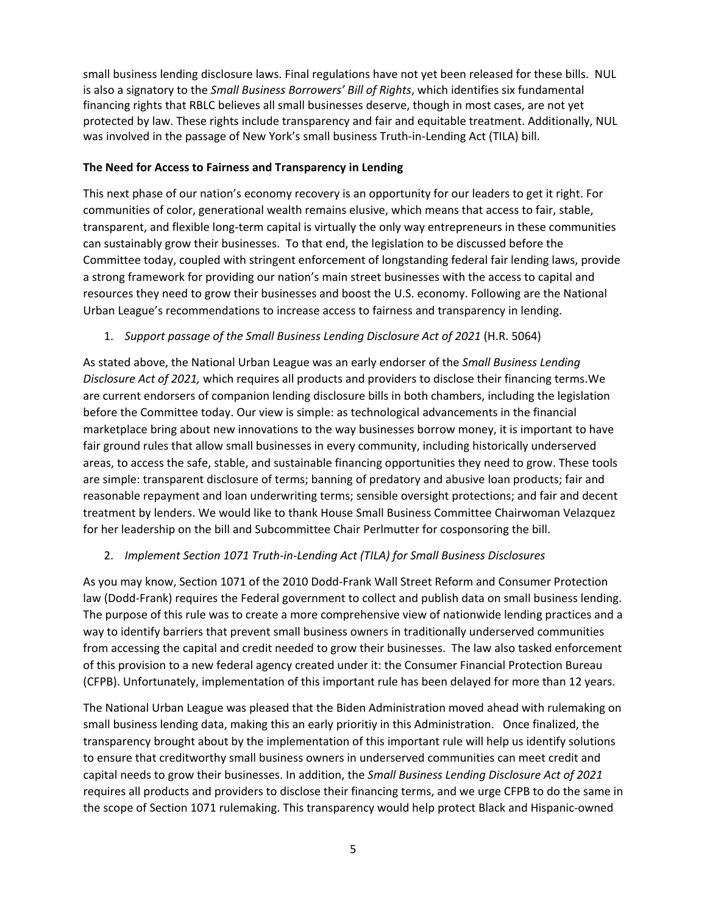small business lending disclosure laws. Final regulations have not yet been released for these bills. NUL is also a signatory to the *Small Business Borrowers' Bill of Rights*, which identifies six fundamental financing rights that RBLC believes all small businesses deserve, though in most cases, are not yet protected by law. These rights include transparency and fair and equitable treatment. Additionally, NUL was involved in the passage of New York's small business Truth-in-Lending Act (TILA) bill.

**The Need for Access to Fairness and Transparency in Lending**

This next phase of our nation's economy recovery is an opportunity for our leaders to get it right. For communities of color, generational wealth remains elusive, which means that access to fair, stable, transparent, and flexible long-term capital is virtually the only way entrepreneurs in these communities can sustainably grow their businesses. To that end, the legislation to be discussed before the Committee today, coupled with stringent enforcement of longstanding federal fair lending laws, provide a strong framework for providing our nation's main street businesses with the access to capital and resources they need to grow their businesses and boost the U.S. economy. Following are the National Urban League's recommendations to increase access to fairness and transparency in lending.

1. *Support passage of the Small Business Lending Disclosure Act of 2021* (H.R. 5064)

As stated above, the National Urban League was an early endorser of the *Small Business Lending Disclosure Act of 2021,* which requires all products and providers to disclose their financing terms.We are current endorsers of companion lending disclosure bills in both chambers, including the legislation before the Committee today. Our view is simple: as technological advancements in the financial marketplace bring about new innovations to the way businesses borrow money, it is important to have fair ground rules that allow small businesses in every community, including historically underserved areas, to access the safe, stable, and sustainable financing opportunities they need to grow. These tools are simple: transparent disclosure of terms; banning of predatory and abusive loan products; fair and reasonable repayment and loan underwriting terms; sensible oversight protections; and fair and decent treatment by lenders. We would like to thank House Small Business Committee Chairwoman Velazquez for her leadership on the bill and Subcommittee Chair Perlmutter for cosponsoring the bill.

2. *Implement Section 1071 Truth-in-Lending Act (TILA) for Small Business Disclosures*

As you may know, Section 1071 of the 2010 Dodd-Frank Wall Street Reform and Consumer Protection law (Dodd-Frank) requires the Federal government to collect and publish data on small business lending. The purpose of this rule was to create a more comprehensive view of nationwide lending practices and a way to identify barriers that prevent small business owners in traditionally underserved communities from accessing the capital and credit needed to grow their businesses. The law also tasked enforcement of this provision to a new federal agency created under it: the Consumer Financial Protection Bureau (CFPB). Unfortunately, implementation of this important rule has been delayed for more than 12 years.

The National Urban League was pleased that the Biden Administration moved ahead with rulemaking on small business lending data, making this an early prioritiy in this Administration. Once finalized, the transparency brought about by the implementation of this important rule will help us identify solutions to ensure that creditworthy small business owners in underserved communities can meet credit and capital needs to grow their businesses. In addition, the *Small Business Lending Disclosure Act of 2021* requires all products and providers to disclose their financing terms, and we urge CFPB to do the same in the scope of Section 1071 rulemaking. This transparency would help protect Black and Hispanic-owned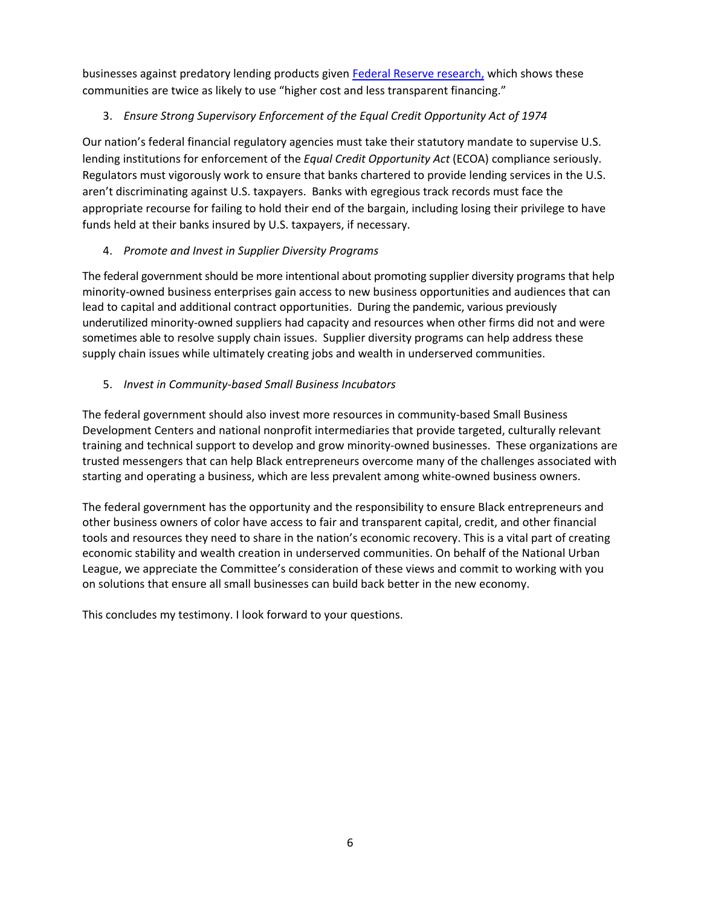businesses against predatory lending products given [Federal Reserve research,](#) which shows these communities are twice as likely to use "higher cost and less transparent financing."

3. *Ensure Strong Supervisory Enforcement of the Equal Credit Opportunity Act of 1974*

Our nation's federal financial regulatory agencies must take their statutory mandate to supervise U.S. lending institutions for enforcement of the *Equal Credit Opportunity Act* (ECOA) compliance seriously. Regulators must vigorously work to ensure that banks chartered to provide lending services in the U.S. aren't discriminating against U.S. taxpayers. Banks with egregious track records must face the appropriate recourse for failing to hold their end of the bargain, including losing their privilege to have funds held at their banks insured by U.S. taxpayers, if necessary.

4. *Promote and Invest in Supplier Diversity Programs*

The federal government should be more intentional about promoting supplier diversity programs that help minority-owned business enterprises gain access to new business opportunities and audiences that can lead to capital and additional contract opportunities. During the pandemic, various previously underutilized minority-owned suppliers had capacity and resources when other firms did not and were sometimes able to resolve supply chain issues. Supplier diversity programs can help address these supply chain issues while ultimately creating jobs and wealth in underserved communities.

5. *Invest in Community-based Small Business Incubators*

The federal government should also invest more resources in community-based Small Business Development Centers and national nonprofit intermediaries that provide targeted, culturally relevant training and technical support to develop and grow minority-owned businesses. These organizations are trusted messengers that can help Black entrepreneurs overcome many of the challenges associated with starting and operating a business, which are less prevalent among white-owned business owners.

The federal government has the opportunity and the responsibility to ensure Black entrepreneurs and other business owners of color have access to fair and transparent capital, credit, and other financial tools and resources they need to share in the nation's economic recovery. This is a vital part of creating economic stability and wealth creation in underserved communities. On behalf of the National Urban League, we appreciate the Committee's consideration of these views and commit to working with you on solutions that ensure all small businesses can build back better in the new economy.

This concludes my testimony. I look forward to your questions.